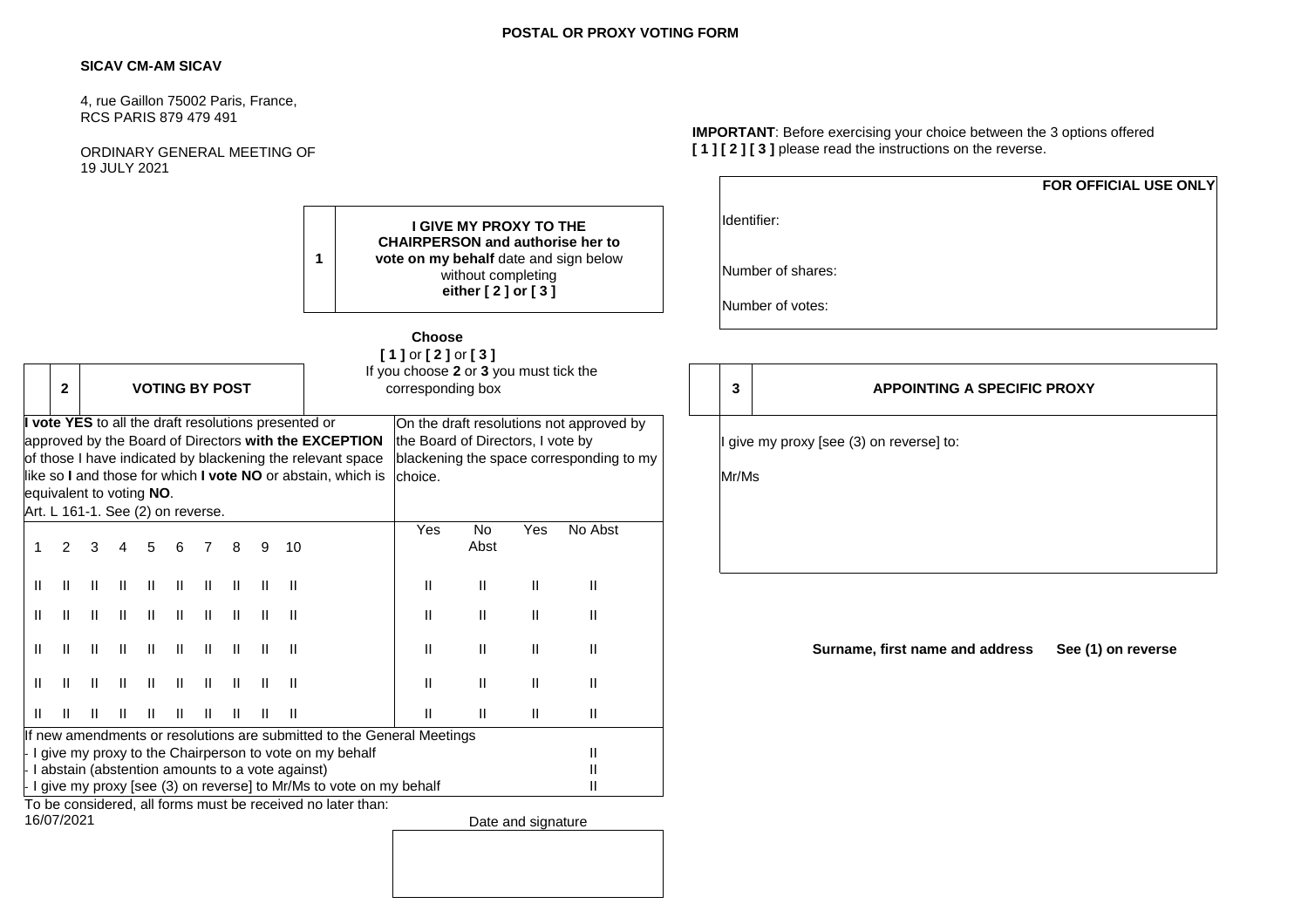**POSTAL OR PROXY VOTING FORM**

**SICAV CM-AM SICAV**

4, rue Gaillon 75002 Paris, France,
RCS PARIS 879 479 491

ORDINARY GENERAL MEETING OF
19 JULY 2021

**IMPORTANT**: Before exercising your choice between the 3 options offered **[ 1 ] [ 2 ] [ 3 ]** please read the instructions on the reverse.

| **FOR OFFICIAL USE ONLY** |
|---|
| Identifier: |
| Number of shares: |
| Number of votes: |

| 1 | **I GIVE MY PROXY TO THE CHAIRPERSON and authorise her to vote on my behalf** date and sign below without completing **either [ 2 ] or [ 3 ]** |
|---|---|

**Choose**
**[ 1 ]** or **[ 2 ]** or **[ 3 ]**
If you choose **2** or **3** you must tick the corresponding box

| | **2** | **VOTING BY POST** |
|---|---|---|

**I vote YES** to all the draft resolutions presented or approved by the Board of Directors **with the EXCEPTION** of those I have indicated by blackening the relevant space like so **I** and those for which **I vote NO** or abstain, which is equivalent to voting **NO**.
Art. L 161-1. See (2) on reverse.

On the draft resolutions not approved by the Board of Directors, I vote by blackening the space corresponding to my choice.

| 1 | 2 | 3 | 4 | 5 | 6 | 7 | 8 | 9 | 10 | Yes | No Abst | Yes | No Abst |
|---|---|---|---|---|---|---|---|---|---|---|---|---|---|
| II | II | II | II | II | II | II | II | II | II | II | II | II | II |
| II | II | II | II | II | II | II | II | II | II | II | II | II | II |
| II | II | II | II | II | II | II | II | II | II | II | II | II | II |
| II | II | II | II | II | II | II | II | II | II | II | II | II | II |
| II | II | II | II | II | II | II | II | II | II | II | II | II | II |

If new amendments or resolutions are submitted to the General Meetings

- I give my proxy to the Chairperson to vote on my behalf II
- I abstain (abstention amounts to a vote against) II
- I give my proxy [see (3) on reverse] to Mr/Ms to vote on my behalf II

To be considered, all forms must be received no later than:
16/07/2021

Date and signature

| | **3** | **APPOINTING A SPECIFIC PROXY** |
|---|---|---|

I give my proxy [see (3) on reverse] to:

Mr/Ms

**Surname, first name and address See (1) on reverse**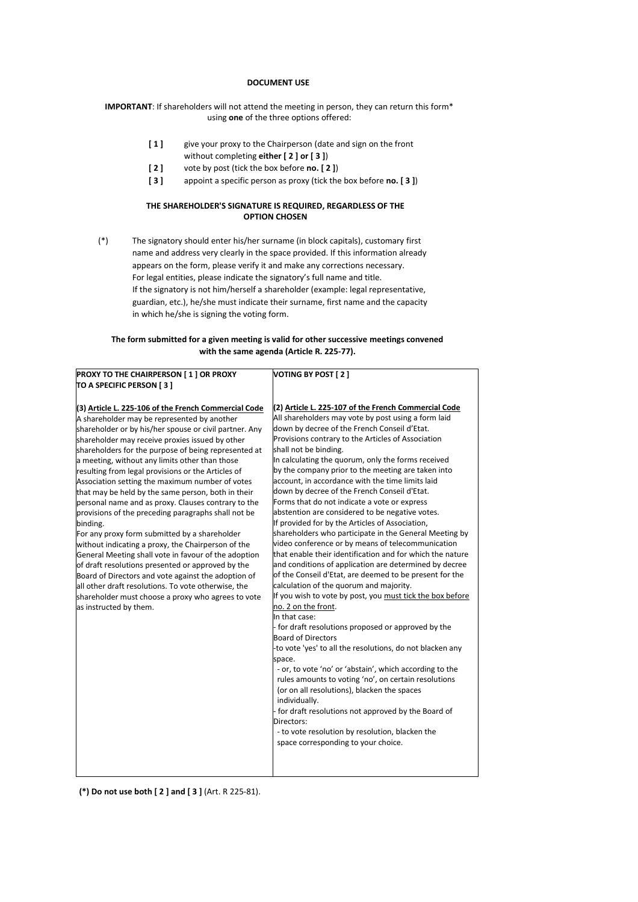**DOCUMENT USE**

**IMPORTANT**: If shareholders will not attend the meeting in person, they can return this form* using **one** of the three options offered:

- **[ 1 ]** give your proxy to the Chairperson (date and sign on the front without completing **either [ 2 ] or [ 3 ]**)
- **[ 2 ]** vote by post (tick the box before **no. [ 2 ]**)
- **[ 3 ]** appoint a specific person as proxy (tick the box before **no. [ 3 ]**)

**THE SHAREHOLDER'S SIGNATURE IS REQUIRED, REGARDLESS OF THE OPTION CHOSEN**

(*) The signatory should enter his/her surname (in block capitals), customary first name and address very clearly in the space provided. If this information already appears on the form, please verify it and make any corrections necessary. For legal entities, please indicate the signatory's full name and title. If the signatory is not him/herself a shareholder (example: legal representative, guardian, etc.), he/she must indicate their surname, first name and the capacity in which he/she is signing the voting form.

**The form submitted for a given meeting is valid for other successive meetings convened with the same agenda (Article R. 225-77).**

| PROXY TO THE CHAIRPERSON [ 1 ] OR PROXY TO A SPECIFIC PERSON [ 3 ] | VOTING BY POST [ 2 ] |
|---|---|
| (3) Article L. 225-106 of the French Commercial Code<br>A shareholder may be represented by another shareholder or by his/her spouse or civil partner. Any shareholder may receive proxies issued by other shareholders for the purpose of being represented at a meeting, without any limits other than those resulting from legal provisions or the Articles of Association setting the maximum number of votes that may be held by the same person, both in their personal name and as proxy. Clauses contrary to the provisions of the preceding paragraphs shall not be binding.<br>For any proxy form submitted by a shareholder without indicating a proxy, the Chairperson of the General Meeting shall vote in favour of the adoption of draft resolutions presented or approved by the Board of Directors and vote against the adoption of all other draft resolutions. To vote otherwise, the shareholder must choose a proxy who agrees to vote as instructed by them. | (2) Article L. 225-107 of the French Commercial Code<br>All shareholders may vote by post using a form laid down by decree of the French Conseil d'Etat. Provisions contrary to the Articles of Association shall not be binding.<br>In calculating the quorum, only the forms received by the company prior to the meeting are taken into account, in accordance with the time limits laid down by decree of the French Conseil d'Etat.<br>Forms that do not indicate a vote or express abstention are considered to be negative votes.<br>If provided for by the Articles of Association, shareholders who participate in the General Meeting by video conference or by means of telecommunication that enable their identification and for which the nature and conditions of application are determined by decree of the Conseil d'Etat, are deemed to be present for the calculation of the quorum and majority.<br>If you wish to vote by post, you must tick the box before no. 2 on the front.<br>In that case:<br>- for draft resolutions proposed or approved by the Board of Directors<br>-to vote 'yes' to all the resolutions, do not blacken any space.<br>- or, to vote 'no' or 'abstain', which according to the rules amounts to voting 'no', on certain resolutions (or on all resolutions), blacken the spaces individually.<br>- for draft resolutions not approved by the Board of Directors:<br>- to vote resolution by resolution, blacken the space corresponding to your choice. |

**(*) Do not use both [ 2 ] and [ 3 ]** (Art. R 225-81).